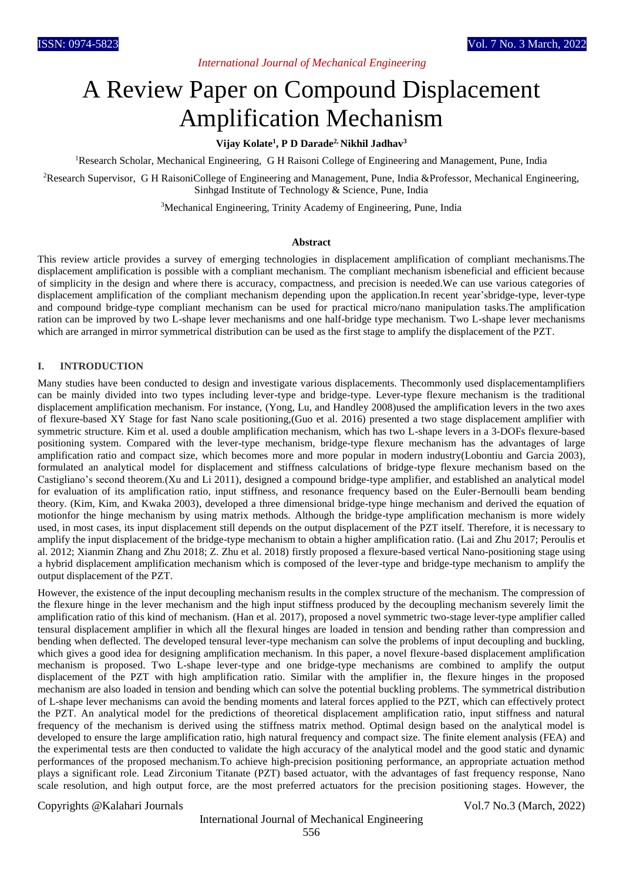# A Review Paper on Compound Displacement Amplification Mechanism

**Vijay Kolate[1], P D Darade[2], Nikhil Jadhav[3]**

[1]Research Scholar, Mechanical Engineering, G H Raisoni College of Engineering and Management, Pune, India

[2]Research Supervisor, G H RaisoniCollege of Engineering and Management, Pune, India &Professor, Mechanical Engineering, Sinhgad Institute of Technology & Science, Pune, India

[3]Mechanical Engineering, Trinity Academy of Engineering, Pune, India

### Abstract

This review article provides a survey of emerging technologies in displacement amplification of compliant mechanisms.The displacement amplification is possible with a compliant mechanism. The compliant mechanism isbeneficial and efficient because of simplicity in the design and where there is accuracy, compactness, and precision is needed.We can use various categories of displacement amplification of the compliant mechanism depending upon the application.In recent year'sbridge-type, lever-type and compound bridge-type compliant mechanism can be used for practical micro/nano manipulation tasks.The amplification ration can be improved by two L-shape lever mechanisms and one half-bridge type mechanism. Two L-shape lever mechanisms which are arranged in mirror symmetrical distribution can be used as the first stage to amplify the displacement of the PZT.

## I. INTRODUCTION

Many studies have been conducted to design and investigate various displacements. Thecommonly used displacementamplifiers can be mainly divided into two types including lever-type and bridge-type. Lever-type flexure mechanism is the traditional displacement amplification mechanism. For instance, (Yong, Lu, and Handley 2008)used the amplification levers in the two axes of flexure-based XY Stage for fast Nano scale positioning,(Guo et al. 2016) presented a two stage displacement amplifier with symmetric structure. Kim et al. used a double amplification mechanism, which has two L-shape levers in a 3-DOFs flexure-based positioning system. Compared with the lever-type mechanism, bridge-type flexure mechanism has the advantages of large amplification ratio and compact size, which becomes more and more popular in modern industry(Lobontiu and Garcia 2003), formulated an analytical model for displacement and stiffness calculations of bridge-type flexure mechanism based on the Castigliano's second theorem.(Xu and Li 2011), designed a compound bridge-type amplifier, and established an analytical model for evaluation of its amplification ratio, input stiffness, and resonance frequency based on the Euler-Bernoulli beam bending theory. (Kim, Kim, and Kwaka 2003), developed a three dimensional bridge-type hinge mechanism and derived the equation of motionfor the hinge mechanism by using matrix methods. Although the bridge-type amplification mechanism is more widely used, in most cases, its input displacement still depends on the output displacement of the PZT itself. Therefore, it is necessary to amplify the input displacement of the bridge-type mechanism to obtain a higher amplification ratio. (Lai and Zhu 2017; Peroulis et al. 2012; Xianmin Zhang and Zhu 2018; Z. Zhu et al. 2018) firstly proposed a flexure-based vertical Nano-positioning stage using a hybrid displacement amplification mechanism which is composed of the lever-type and bridge-type mechanism to amplify the output displacement of the PZT.

However, the existence of the input decoupling mechanism results in the complex structure of the mechanism. The compression of the flexure hinge in the lever mechanism and the high input stiffness produced by the decoupling mechanism severely limit the amplification ratio of this kind of mechanism. (Han et al. 2017), proposed a novel symmetric two-stage lever-type amplifier called tensural displacement amplifier in which all the flexural hinges are loaded in tension and bending rather than compression and bending when deflected. The developed tensural lever-type mechanism can solve the problems of input decoupling and buckling, which gives a good idea for designing amplification mechanism. In this paper, a novel flexure-based displacement amplification mechanism is proposed. Two L-shape lever-type and one bridge-type mechanisms are combined to amplify the output displacement of the PZT with high amplification ratio. Similar with the amplifier in, the flexure hinges in the proposed mechanism are also loaded in tension and bending which can solve the potential buckling problems. The symmetrical distribution of L-shape lever mechanisms can avoid the bending moments and lateral forces applied to the PZT, which can effectively protect the PZT. An analytical model for the predictions of theoretical displacement amplification ratio, input stiffness and natural frequency of the mechanism is derived using the stiffness matrix method. Optimal design based on the analytical model is developed to ensure the large amplification ratio, high natural frequency and compact size. The finite element analysis (FEA) and the experimental tests are then conducted to validate the high accuracy of the analytical model and the good static and dynamic performances of the proposed mechanism.To achieve high-precision positioning performance, an appropriate actuation method plays a significant role. Lead Zirconium Titanate (PZT) based actuator, with the advantages of fast frequency response, Nano scale resolution, and high output force, are the most preferred actuators for the precision positioning stages. However, the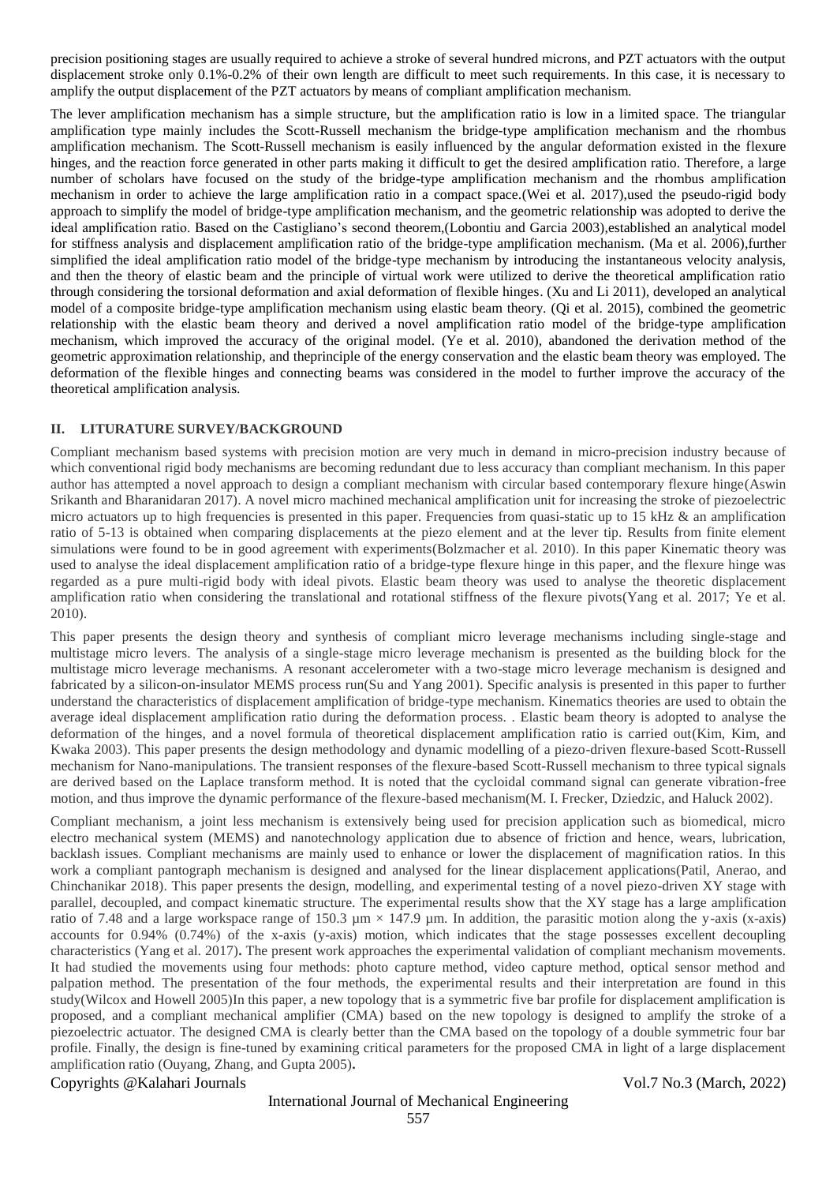precision positioning stages are usually required to achieve a stroke of several hundred microns, and PZT actuators with the output displacement stroke only 0.1%-0.2% of their own length are difficult to meet such requirements. In this case, it is necessary to amplify the output displacement of the PZT actuators by means of compliant amplification mechanism.

The lever amplification mechanism has a simple structure, but the amplification ratio is low in a limited space. The triangular amplification type mainly includes the Scott-Russell mechanism the bridge-type amplification mechanism and the rhombus amplification mechanism. The Scott-Russell mechanism is easily influenced by the angular deformation existed in the flexure hinges, and the reaction force generated in other parts making it difficult to get the desired amplification ratio. Therefore, a large number of scholars have focused on the study of the bridge-type amplification mechanism and the rhombus amplification mechanism in order to achieve the large amplification ratio in a compact space.(Wei et al. 2017),used the pseudo-rigid body approach to simplify the model of bridge-type amplification mechanism, and the geometric relationship was adopted to derive the ideal amplification ratio. Based on the Castigliano's second theorem,(Lobontiu and Garcia 2003),established an analytical model for stiffness analysis and displacement amplification ratio of the bridge-type amplification mechanism. (Ma et al. 2006),further simplified the ideal amplification ratio model of the bridge-type mechanism by introducing the instantaneous velocity analysis, and then the theory of elastic beam and the principle of virtual work were utilized to derive the theoretical amplification ratio through considering the torsional deformation and axial deformation of flexible hinges. (Xu and Li 2011), developed an analytical model of a composite bridge-type amplification mechanism using elastic beam theory. (Qi et al. 2015), combined the geometric relationship with the elastic beam theory and derived a novel amplification ratio model of the bridge-type amplification mechanism, which improved the accuracy of the original model. (Ye et al. 2010), abandoned the derivation method of the geometric approximation relationship, and theprinciple of the energy conservation and the elastic beam theory was employed. The deformation of the flexible hinges and connecting beams was considered in the model to further improve the accuracy of the theoretical amplification analysis.

## II. LITURATURE SURVEY/BACKGROUND

Compliant mechanism based systems with precision motion are very much in demand in micro-precision industry because of which conventional rigid body mechanisms are becoming redundant due to less accuracy than compliant mechanism. In this paper author has attempted a novel approach to design a compliant mechanism with circular based contemporary flexure hinge(Aswin Srikanth and Bharanidaran 2017). A novel micro machined mechanical amplification unit for increasing the stroke of piezoelectric micro actuators up to high frequencies is presented in this paper. Frequencies from quasi-static up to 15 kHz & an amplification ratio of 5-13 is obtained when comparing displacements at the piezo element and at the lever tip. Results from finite element simulations were found to be in good agreement with experiments(Bolzmacher et al. 2010). In this paper Kinematic theory was used to analyse the ideal displacement amplification ratio of a bridge-type flexure hinge in this paper, and the flexure hinge was regarded as a pure multi-rigid body with ideal pivots. Elastic beam theory was used to analyse the theoretic displacement amplification ratio when considering the translational and rotational stiffness of the flexure pivots(Yang et al. 2017; Ye et al. 2010).

This paper presents the design theory and synthesis of compliant micro leverage mechanisms including single-stage and multistage micro levers. The analysis of a single-stage micro leverage mechanism is presented as the building block for the multistage micro leverage mechanisms. A resonant accelerometer with a two-stage micro leverage mechanism is designed and fabricated by a silicon-on-insulator MEMS process run(Su and Yang 2001). Specific analysis is presented in this paper to further understand the characteristics of displacement amplification of bridge-type mechanism. Kinematics theories are used to obtain the average ideal displacement amplification ratio during the deformation process. . Elastic beam theory is adopted to analyse the deformation of the hinges, and a novel formula of theoretical displacement amplification ratio is carried out(Kim, Kim, and Kwaka 2003). This paper presents the design methodology and dynamic modelling of a piezo-driven flexure-based Scott-Russell mechanism for Nano-manipulations. The transient responses of the flexure-based Scott-Russell mechanism to three typical signals are derived based on the Laplace transform method. It is noted that the cycloidal command signal can generate vibration-free motion, and thus improve the dynamic performance of the flexure-based mechanism(M. I. Frecker, Dziedzic, and Haluck 2002).

Compliant mechanism, a joint less mechanism is extensively being used for precision application such as biomedical, micro electro mechanical system (MEMS) and nanotechnology application due to absence of friction and hence, wears, lubrication, backlash issues. Compliant mechanisms are mainly used to enhance or lower the displacement of magnification ratios. In this work a compliant pantograph mechanism is designed and analysed for the linear displacement applications(Patil, Anerao, and Chinchanikar 2018). This paper presents the design, modelling, and experimental testing of a novel piezo-driven XY stage with parallel, decoupled, and compact kinematic structure. The experimental results show that the XY stage has a large amplification ratio of 7.48 and a large workspace range of 150.3 μm × 147.9 μm. In addition, the parasitic motion along the y-axis (x-axis) accounts for 0.94% (0.74%) of the x-axis (y-axis) motion, which indicates that the stage possesses excellent decoupling characteristics (Yang et al. 2017)**.** The present work approaches the experimental validation of compliant mechanism movements. It had studied the movements using four methods: photo capture method, video capture method, optical sensor method and palpation method. The presentation of the four methods, the experimental results and their interpretation are found in this study(Wilcox and Howell 2005)In this paper, a new topology that is a symmetric five bar profile for displacement amplification is proposed, and a compliant mechanical amplifier (CMA) based on the new topology is designed to amplify the stroke of a piezoelectric actuator. The designed CMA is clearly better than the CMA based on the topology of a double symmetric four bar profile. Finally, the design is fine-tuned by examining critical parameters for the proposed CMA in light of a large displacement amplification ratio (Ouyang, Zhang, and Gupta 2005)**.**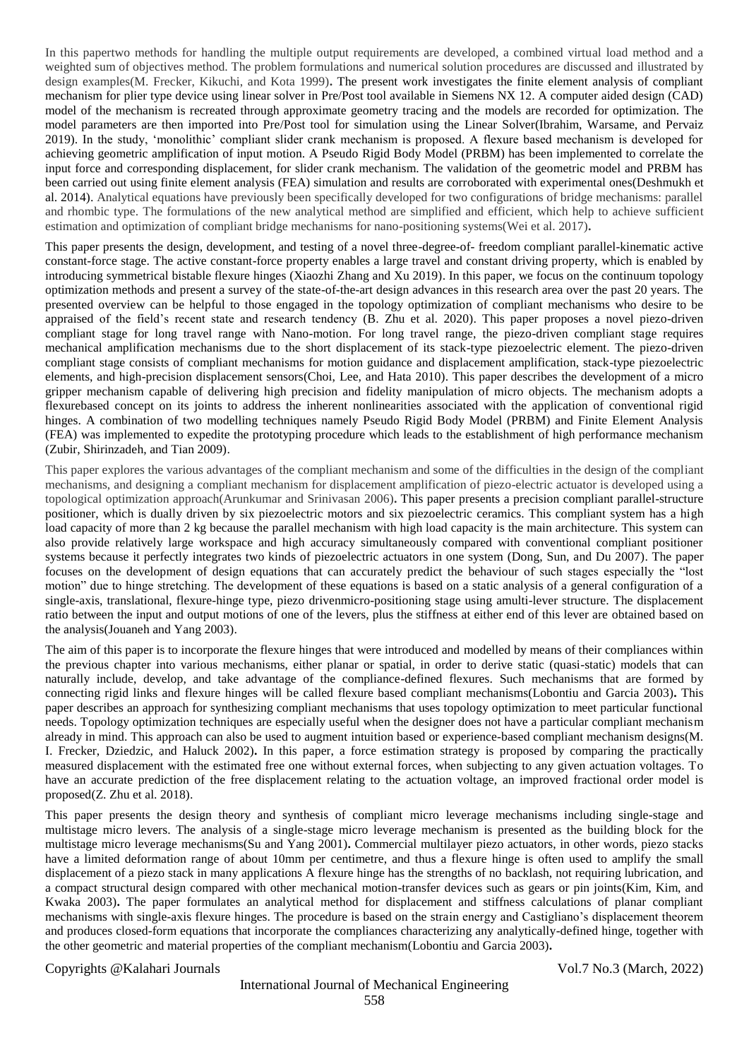In this papertwo methods for handling the multiple output requirements are developed, a combined virtual load method and a weighted sum of objectives method. The problem formulations and numerical solution procedures are discussed and illustrated by design examples(M. Frecker, Kikuchi, and Kota 1999). The present work investigates the finite element analysis of compliant mechanism for plier type device using linear solver in Pre/Post tool available in Siemens NX 12. A computer aided design (CAD) model of the mechanism is recreated through approximate geometry tracing and the models are recorded for optimization. The model parameters are then imported into Pre/Post tool for simulation using the Linear Solver(Ibrahim, Warsame, and Pervaiz 2019). In the study, 'monolithic' compliant slider crank mechanism is proposed. A flexure based mechanism is developed for achieving geometric amplification of input motion. A Pseudo Rigid Body Model (PRBM) has been implemented to correlate the input force and corresponding displacement, for slider crank mechanism. The validation of the geometric model and PRBM has been carried out using finite element analysis (FEA) simulation and results are corroborated with experimental ones(Deshmukh et al. 2014). Analytical equations have previously been specifically developed for two configurations of bridge mechanisms: parallel and rhombic type. The formulations of the new analytical method are simplified and efficient, which help to achieve sufficient estimation and optimization of compliant bridge mechanisms for nano-positioning systems(Wei et al. 2017).

This paper presents the design, development, and testing of a novel three-degree-of- freedom compliant parallel-kinematic active constant-force stage. The active constant-force property enables a large travel and constant driving property, which is enabled by introducing symmetrical bistable flexure hinges (Xiaozhi Zhang and Xu 2019). In this paper, we focus on the continuum topology optimization methods and present a survey of the state-of-the-art design advances in this research area over the past 20 years. The presented overview can be helpful to those engaged in the topology optimization of compliant mechanisms who desire to be appraised of the field's recent state and research tendency (B. Zhu et al. 2020). This paper proposes a novel piezo-driven compliant stage for long travel range with Nano-motion. For long travel range, the piezo-driven compliant stage requires mechanical amplification mechanisms due to the short displacement of its stack-type piezoelectric element. The piezo-driven compliant stage consists of compliant mechanisms for motion guidance and displacement amplification, stack-type piezoelectric elements, and high-precision displacement sensors(Choi, Lee, and Hata 2010). This paper describes the development of a micro gripper mechanism capable of delivering high precision and fidelity manipulation of micro objects. The mechanism adopts a flexurebased concept on its joints to address the inherent nonlinearities associated with the application of conventional rigid hinges. A combination of two modelling techniques namely Pseudo Rigid Body Model (PRBM) and Finite Element Analysis (FEA) was implemented to expedite the prototyping procedure which leads to the establishment of high performance mechanism (Zubir, Shirinzadeh, and Tian 2009).

This paper explores the various advantages of the compliant mechanism and some of the difficulties in the design of the compliant mechanisms, and designing a compliant mechanism for displacement amplification of piezo-electric actuator is developed using a topological optimization approach(Arunkumar and Srinivasan 2006). This paper presents a precision compliant parallel-structure positioner, which is dually driven by six piezoelectric motors and six piezoelectric ceramics. This compliant system has a high load capacity of more than 2 kg because the parallel mechanism with high load capacity is the main architecture. This system can also provide relatively large workspace and high accuracy simultaneously compared with conventional compliant positioner systems because it perfectly integrates two kinds of piezoelectric actuators in one system (Dong, Sun, and Du 2007). The paper focuses on the development of design equations that can accurately predict the behaviour of such stages especially the "lost motion" due to hinge stretching. The development of these equations is based on a static analysis of a general configuration of a single-axis, translational, flexure-hinge type, piezo drivenmicro-positioning stage using amulti-lever structure. The displacement ratio between the input and output motions of one of the levers, plus the stiffness at either end of this lever are obtained based on the analysis(Jouaneh and Yang 2003).

The aim of this paper is to incorporate the flexure hinges that were introduced and modelled by means of their compliances within the previous chapter into various mechanisms, either planar or spatial, in order to derive static (quasi-static) models that can naturally include, develop, and take advantage of the compliance-defined flexures. Such mechanisms that are formed by connecting rigid links and flexure hinges will be called flexure based compliant mechanisms(Lobontiu and Garcia 2003). This paper describes an approach for synthesizing compliant mechanisms that uses topology optimization to meet particular functional needs. Topology optimization techniques are especially useful when the designer does not have a particular compliant mechanism already in mind. This approach can also be used to augment intuition based or experience-based compliant mechanism designs(M. I. Frecker, Dziedzic, and Haluck 2002). In this paper, a force estimation strategy is proposed by comparing the practically measured displacement with the estimated free one without external forces, when subjecting to any given actuation voltages. To have an accurate prediction of the free displacement relating to the actuation voltage, an improved fractional order model is proposed(Z. Zhu et al. 2018).

This paper presents the design theory and synthesis of compliant micro leverage mechanisms including single-stage and multistage micro levers. The analysis of a single-stage micro leverage mechanism is presented as the building block for the multistage micro leverage mechanisms(Su and Yang 2001). Commercial multilayer piezo actuators, in other words, piezo stacks have a limited deformation range of about 10mm per centimetre, and thus a flexure hinge is often used to amplify the small displacement of a piezo stack in many applications A flexure hinge has the strengths of no backlash, not requiring lubrication, and a compact structural design compared with other mechanical motion-transfer devices such as gears or pin joints(Kim, Kim, and Kwaka 2003). The paper formulates an analytical method for displacement and stiffness calculations of planar compliant mechanisms with single-axis flexure hinges. The procedure is based on the strain energy and Castigliano's displacement theorem and produces closed-form equations that incorporate the compliances characterizing any analytically-defined hinge, together with the other geometric and material properties of the compliant mechanism(Lobontiu and Garcia 2003).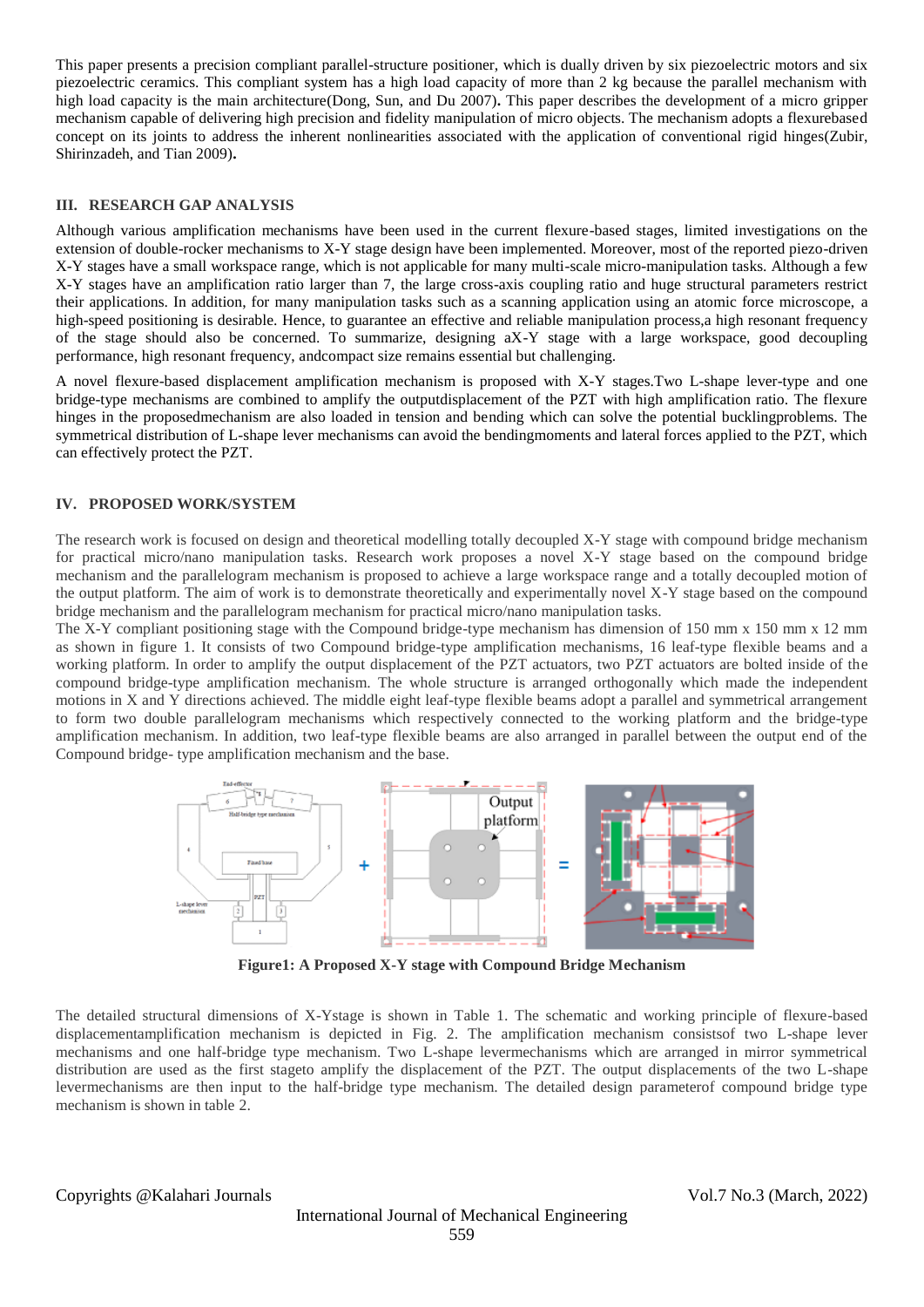This paper presents a precision compliant parallel-structure positioner, which is dually driven by six piezoelectric motors and six piezoelectric ceramics. This compliant system has a high load capacity of more than 2 kg because the parallel mechanism with high load capacity is the main architecture(Dong, Sun, and Du 2007)**.** This paper describes the development of a micro gripper mechanism capable of delivering high precision and fidelity manipulation of micro objects. The mechanism adopts a flexurebased concept on its joints to address the inherent nonlinearities associated with the application of conventional rigid hinges(Zubir, Shirinzadeh, and Tian 2009)**.**

## III. RESEARCH GAP ANALYSIS

Although various amplification mechanisms have been used in the current flexure-based stages, limited investigations on the extension of double-rocker mechanisms to X-Y stage design have been implemented. Moreover, most of the reported piezo-driven X-Y stages have a small workspace range, which is not applicable for many multi-scale micro-manipulation tasks. Although a few X-Y stages have an amplification ratio larger than 7, the large cross-axis coupling ratio and huge structural parameters restrict their applications. In addition, for many manipulation tasks such as a scanning application using an atomic force microscope, a high-speed positioning is desirable. Hence, to guarantee an effective and reliable manipulation process,a high resonant frequency of the stage should also be concerned. To summarize, designing aX-Y stage with a large workspace, good decoupling performance, high resonant frequency, andcompact size remains essential but challenging.

A novel flexure-based displacement amplification mechanism is proposed with X-Y stages.Two L-shape lever-type and one bridge-type mechanisms are combined to amplify the outputdisplacement of the PZT with high amplification ratio. The flexure hinges in the proposedmechanism are also loaded in tension and bending which can solve the potential bucklingproblems. The symmetrical distribution of L-shape lever mechanisms can avoid the bendingmoments and lateral forces applied to the PZT, which can effectively protect the PZT.

## IV. PROPOSED WORK/SYSTEM

The research work is focused on design and theoretical modelling totally decoupled X-Y stage with compound bridge mechanism for practical micro/nano manipulation tasks. Research work proposes a novel X-Y stage based on the compound bridge mechanism and the parallelogram mechanism is proposed to achieve a large workspace range and a totally decoupled motion of the output platform. The aim of work is to demonstrate theoretically and experimentally novel X-Y stage based on the compound bridge mechanism and the parallelogram mechanism for practical micro/nano manipulation tasks.

The X-Y compliant positioning stage with the Compound bridge-type mechanism has dimension of 150 mm x 150 mm x 12 mm as shown in figure 1. It consists of two Compound bridge-type amplification mechanisms, 16 leaf-type flexible beams and a working platform. In order to amplify the output displacement of the PZT actuators, two PZT actuators are bolted inside of the compound bridge-type amplification mechanism. The whole structure is arranged orthogonally which made the independent motions in X and Y directions achieved. The middle eight leaf-type flexible beams adopt a parallel and symmetrical arrangement to form two double parallelogram mechanisms which respectively connected to the working platform and the bridge-type amplification mechanism. In addition, two leaf-type flexible beams are also arranged in parallel between the output end of the Compound bridge- type amplification mechanism and the base.

**Figure1: A Proposed X-Y stage with Compound Bridge Mechanism**

The detailed structural dimensions of X-Ystage is shown in Table 1. The schematic and working principle of flexure-based displacementamplification mechanism is depicted in Fig. 2. The amplification mechanism consistsof two L-shape lever mechanisms and one half-bridge type mechanism. Two L-shape levermechanisms which are arranged in mirror symmetrical distribution are used as the first stageto amplify the displacement of the PZT. The output displacements of the two L-shape levermechanisms are then input to the half-bridge type mechanism. The detailed design parameterof compound bridge type mechanism is shown in table 2.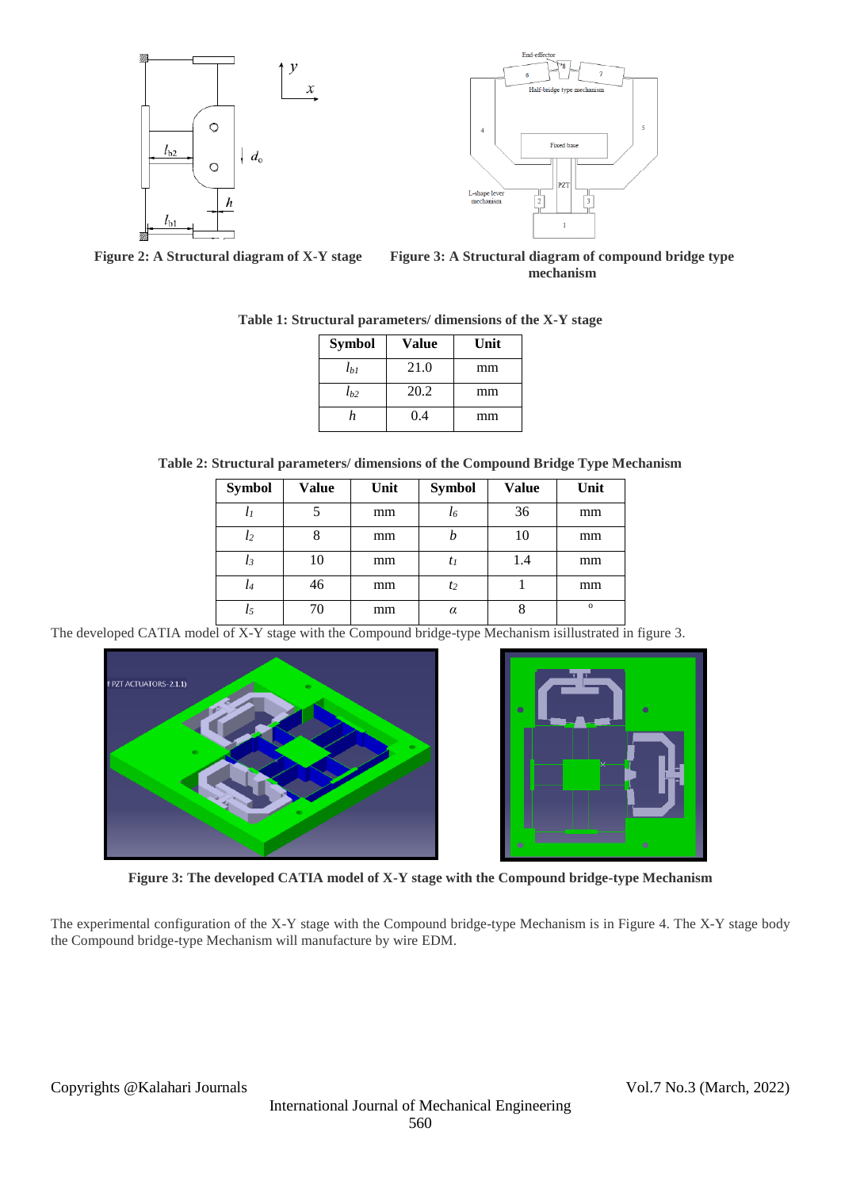**Figure 2: A Structural diagram of X-Y stage**

**Figure 3: A Structural diagram of compound bridge type mechanism**

**Table 1: Structural parameters/ dimensions of the X-Y stage**

| Symbol | Value | Unit |
|---|---|---|
| $l_{b1}$ | 21.0 | mm |
| $l_{b2}$ | 20.2 | mm |
| $h$ | 0.4 | mm |

**Table 2: Structural parameters/ dimensions of the Compound Bridge Type Mechanism**

| Symbol | Value | Unit | Symbol | Value | Unit |
|---|---|---|---|---|---|
| $l_1$ | 5 | mm | $l_6$ | 36 | mm |
| $l_2$ | 8 | mm | $b$ | 10 | mm |
| $l_3$ | 10 | mm | $t_1$ | 1.4 | mm |
| $l_4$ | 46 | mm | $t_2$ | 1 | mm |
| $l_5$ | 70 | mm | $\alpha$ | 8 | o |

The developed CATIA model of X-Y stage with the Compound bridge-type Mechanism isillustrated in figure 3.

**Figure 3: The developed CATIA model of X-Y stage with the Compound bridge-type Mechanism**

The experimental configuration of the X-Y stage with the Compound bridge-type Mechanism is in Figure 4. The X-Y stage body the Compound bridge-type Mechanism will manufacture by wire EDM.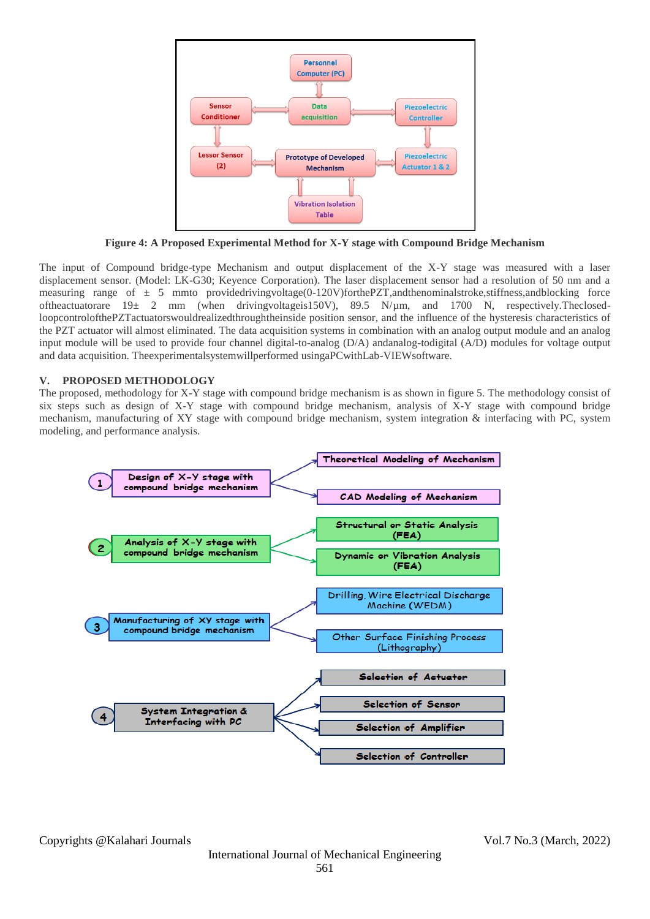**Figure 4: A Proposed Experimental Method for X-Y stage with Compound Bridge Mechanism**

The input of Compound bridge-type Mechanism and output displacement of the X-Y stage was measured with a laser displacement sensor. (Model: LK-G30; Keyence Corporation). The laser displacement sensor had a resolution of 50 nm and a measuring range of ± 5 mmto providedrivingvoltage(0-120V)forthePZT,andthenominalstroke,stiffness,andblocking force oftheactuatorare 19± 2 mm (when drivingvoltageis150V), 89.5 N/µm, and 1700 N, respectively.Theclosed-loopcontrolofthePZTactuatorswouldrealizedthroughtheinside position sensor, and the influence of the hysteresis characteristics of the PZT actuator will almost eliminated. The data acquisition systems in combination with an analog output module and an analog input module will be used to provide four channel digital-to-analog (D/A) andanalog-todigital (A/D) modules for voltage output and data acquisition. Theexperimentalsystemwillperformed usingaPCwithLab-VIEWsoftware.

## V. PROPOSED METHODOLOGY

The proposed, methodology for X-Y stage with compound bridge mechanism is as shown in figure 5. The methodology consist of six steps such as design of X-Y stage with compound bridge mechanism, analysis of X-Y stage with compound bridge mechanism, manufacturing of XY stage with compound bridge mechanism, system integration & interfacing with PC, system modeling, and performance analysis.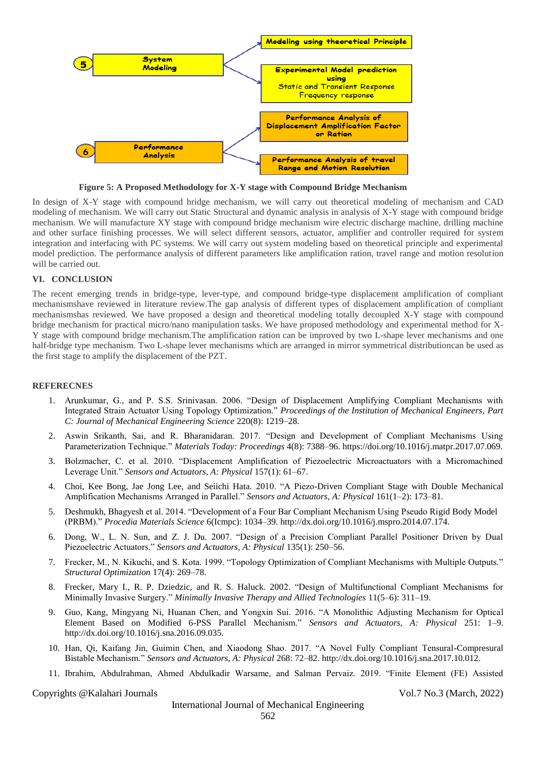5 System Modeling → Modeling using theoretical Principle; Experimental Model prediction using Static and Transient Response Frequency response

6 Performance Analysis → Performance Analysis of Displacement Amplification Factor or Ration; Performance Analysis of travel Range and Motion Resolution

**Figure 5: A Proposed Methodology for X-Y stage with Compound Bridge Mechanism**

In design of X-Y stage with compound bridge mechanism, we will carry out theoretical modeling of mechanism and CAD modeling of mechanism. We will carry out Static Structural and dynamic analysis in analysis of X-Y stage with compound bridge mechanism. We will manufacture XY stage with compound bridge mechanism wire electric discharge machine, drilling machine and other surface finishing processes. We will select different sensors, actuator, amplifier and controller required for system integration and interfacing with PC systems. We will carry out system modeling based on theoretical principle and experimental model prediction. The performance analysis of different parameters like amplification ration, travel range and motion resolution will be carried out.

## VI. CONCLUSION

The recent emerging trends in bridge-type, lever-type, and compound bridge-type displacement amplification of compliant mechanismshave reviewed in literature review.The gap analysis of different types of displacement amplification of compliant mechanismshas reviewed. We have proposed a design and theoretical modeling totally decoupled X-Y stage with compound bridge mechanism for practical micro/nano manipulation tasks. We have proposed methodology and experimental method for X-Y stage with compound bridge mechanism.The amplification ration can be improved by two L-shape lever mechanisms and one half-bridge type mechanism. Two L-shape lever mechanisms which are arranged in mirror symmetrical distributioncan be used as the first stage to amplify the displacement of the PZT.

## REFERECNES

1. Arunkumar, G., and P. S.S. Srinivasan. 2006. "Design of Displacement Amplifying Compliant Mechanisms with Integrated Strain Actuator Using Topology Optimization." *Proceedings of the Institution of Mechanical Engineers, Part C: Journal of Mechanical Engineering Science* 220(8): 1219–28.
2. Aswin Srikanth, Sai, and R. Bharanidaran. 2017. "Design and Development of Compliant Mechanisms Using Parameterization Technique." *Materials Today: Proceedings* 4(8): 7388–96. https://doi.org/10.1016/j.matpr.2017.07.069.
3. Bolzmacher, C. et al. 2010. "Displacement Amplification of Piezoelectric Microactuators with a Micromachined Leverage Unit." *Sensors and Actuators, A: Physical* 157(1): 61–67.
4. Choi, Kee Bong, Jae Jong Lee, and Seiichi Hata. 2010. "A Piezo-Driven Compliant Stage with Double Mechanical Amplification Mechanisms Arranged in Parallel." *Sensors and Actuators, A: Physical* 161(1–2): 173–81.
5. Deshmukh, Bhagyesh et al. 2014. "Development of a Four Bar Compliant Mechanism Using Pseudo Rigid Body Model (PRBM)." *Procedia Materials Science* 6(Icmpc): 1034–39. http://dx.doi.org/10.1016/j.mspro.2014.07.174.
6. Dong, W., L. N. Sun, and Z. J. Du. 2007. "Design of a Precision Compliant Parallel Positioner Driven by Dual Piezoelectric Actuators." *Sensors and Actuators, A: Physical* 135(1): 250–56.
7. Frecker, M., N. Kikuchi, and S. Kota. 1999. "Topology Optimization of Compliant Mechanisms with Multiple Outputs." *Structural Optimization* 17(4): 269–78.
8. Frecker, Mary I., R. P. Dziedzic, and R. S. Haluck. 2002. "Design of Multifunctional Compliant Mechanisms for Minimally Invasive Surgery." *Minimally Invasive Therapy and Allied Technologies* 11(5–6): 311–19.
9. Guo, Kang, Mingyang Ni, Huanan Chen, and Yongxin Sui. 2016. "A Monolithic Adjusting Mechanism for Optical Element Based on Modified 6-PSS Parallel Mechanism." *Sensors and Actuators, A: Physical* 251: 1–9. http://dx.doi.org/10.1016/j.sna.2016.09.035.
10. Han, Qi, Kaifang Jin, Guimin Chen, and Xiaodong Shao. 2017. "A Novel Fully Compliant Tensural-Compresural Bistable Mechanism." *Sensors and Actuators, A: Physical* 268: 72–82. http://dx.doi.org/10.1016/j.sna.2017.10.012.
11. Ibrahim, Abdulrahman, Ahmed Abdulkadir Warsame, and Salman Pervaiz. 2019. "Finite Element (FE) Assisted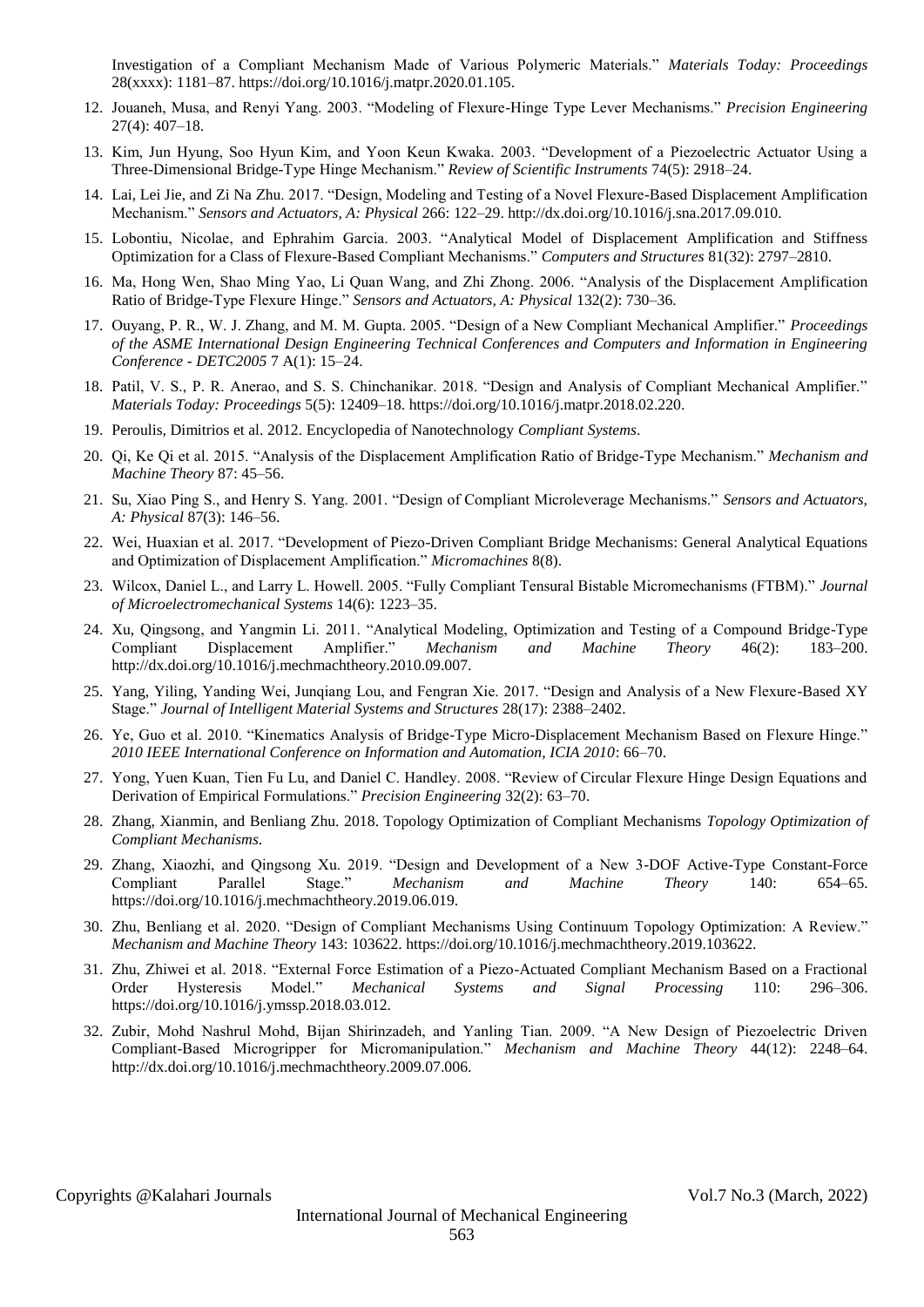Investigation of a Compliant Mechanism Made of Various Polymeric Materials." *Materials Today: Proceedings* 28(xxxx): 1181–87. https://doi.org/10.1016/j.matpr.2020.01.105.

12. Jouaneh, Musa, and Renyi Yang. 2003. "Modeling of Flexure-Hinge Type Lever Mechanisms." *Precision Engineering* 27(4): 407–18.
13. Kim, Jun Hyung, Soo Hyun Kim, and Yoon Keun Kwaka. 2003. "Development of a Piezoelectric Actuator Using a Three-Dimensional Bridge-Type Hinge Mechanism." *Review of Scientific Instruments* 74(5): 2918–24.
14. Lai, Lei Jie, and Zi Na Zhu. 2017. "Design, Modeling and Testing of a Novel Flexure-Based Displacement Amplification Mechanism." *Sensors and Actuators, A: Physical* 266: 122–29. http://dx.doi.org/10.1016/j.sna.2017.09.010.
15. Lobontiu, Nicolae, and Ephrahim Garcia. 2003. "Analytical Model of Displacement Amplification and Stiffness Optimization for a Class of Flexure-Based Compliant Mechanisms." *Computers and Structures* 81(32): 2797–2810.
16. Ma, Hong Wen, Shao Ming Yao, Li Quan Wang, and Zhi Zhong. 2006. "Analysis of the Displacement Amplification Ratio of Bridge-Type Flexure Hinge." *Sensors and Actuators, A: Physical* 132(2): 730–36.
17. Ouyang, P. R., W. J. Zhang, and M. M. Gupta. 2005. "Design of a New Compliant Mechanical Amplifier." *Proceedings of the ASME International Design Engineering Technical Conferences and Computers and Information in Engineering Conference - DETC2005* 7 A(1): 15–24.
18. Patil, V. S., P. R. Anerao, and S. S. Chinchanikar. 2018. "Design and Analysis of Compliant Mechanical Amplifier." *Materials Today: Proceedings* 5(5): 12409–18. https://doi.org/10.1016/j.matpr.2018.02.220.
19. Peroulis, Dimitrios et al. 2012. Encyclopedia of Nanotechnology *Compliant Systems*.
20. Qi, Ke Qi et al. 2015. "Analysis of the Displacement Amplification Ratio of Bridge-Type Mechanism." *Mechanism and Machine Theory* 87: 45–56.
21. Su, Xiao Ping S., and Henry S. Yang. 2001. "Design of Compliant Microleverage Mechanisms." *Sensors and Actuators, A: Physical* 87(3): 146–56.
22. Wei, Huaxian et al. 2017. "Development of Piezo-Driven Compliant Bridge Mechanisms: General Analytical Equations and Optimization of Displacement Amplification." *Micromachines* 8(8).
23. Wilcox, Daniel L., and Larry L. Howell. 2005. "Fully Compliant Tensural Bistable Micromechanisms (FTBM)." *Journal of Microelectromechanical Systems* 14(6): 1223–35.
24. Xu, Qingsong, and Yangmin Li. 2011. "Analytical Modeling, Optimization and Testing of a Compound Bridge-Type Compliant Displacement Amplifier." *Mechanism and Machine Theory* 46(2): 183–200. http://dx.doi.org/10.1016/j.mechmachtheory.2010.09.007.
25. Yang, Yiling, Yanding Wei, Junqiang Lou, and Fengran Xie. 2017. "Design and Analysis of a New Flexure-Based XY Stage." *Journal of Intelligent Material Systems and Structures* 28(17): 2388–2402.
26. Ye, Guo et al. 2010. "Kinematics Analysis of Bridge-Type Micro-Displacement Mechanism Based on Flexure Hinge." *2010 IEEE International Conference on Information and Automation, ICIA 2010*: 66–70.
27. Yong, Yuen Kuan, Tien Fu Lu, and Daniel C. Handley. 2008. "Review of Circular Flexure Hinge Design Equations and Derivation of Empirical Formulations." *Precision Engineering* 32(2): 63–70.
28. Zhang, Xianmin, and Benliang Zhu. 2018. Topology Optimization of Compliant Mechanisms *Topology Optimization of Compliant Mechanisms*.
29. Zhang, Xiaozhi, and Qingsong Xu. 2019. "Design and Development of a New 3-DOF Active-Type Constant-Force Compliant Parallel Stage." *Mechanism and Machine Theory* 140: 654–65. https://doi.org/10.1016/j.mechmachtheory.2019.06.019.
30. Zhu, Benliang et al. 2020. "Design of Compliant Mechanisms Using Continuum Topology Optimization: A Review." *Mechanism and Machine Theory* 143: 103622. https://doi.org/10.1016/j.mechmachtheory.2019.103622.
31. Zhu, Zhiwei et al. 2018. "External Force Estimation of a Piezo-Actuated Compliant Mechanism Based on a Fractional Order Hysteresis Model." *Mechanical Systems and Signal Processing* 110: 296–306. https://doi.org/10.1016/j.ymssp.2018.03.012.
32. Zubir, Mohd Nashrul Mohd, Bijan Shirinzadeh, and Yanling Tian. 2009. "A New Design of Piezoelectric Driven Compliant-Based Microgripper for Micromanipulation." *Mechanism and Machine Theory* 44(12): 2248–64. http://dx.doi.org/10.1016/j.mechmachtheory.2009.07.006.